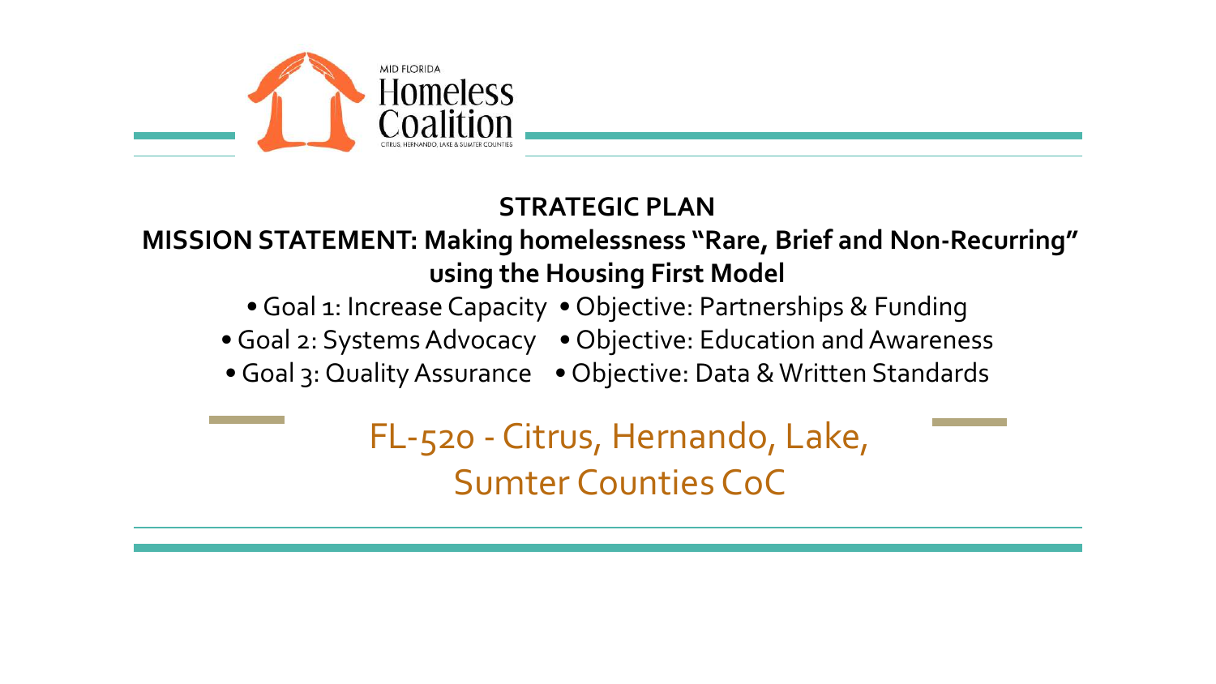MID FLORIDA
Homeless
Coalition
CITRUS, HERNANDO, LAKE & SUMTER COUNTIES

**STRATEGIC PLAN**

**MISSION STATEMENT: Making homelessness "Rare, Brief and Non-Recurring" using the Housing First Model**

- Goal 1: Increase Capacity
  - Objective: Partnerships & Funding
- Goal 2: Systems Advocacy
  - Objective: Education and Awareness
- Goal 3: Quality Assurance
  - Objective: Data & Written Standards

# FL-520 - Citrus, Hernando, Lake, Sumter Counties CoC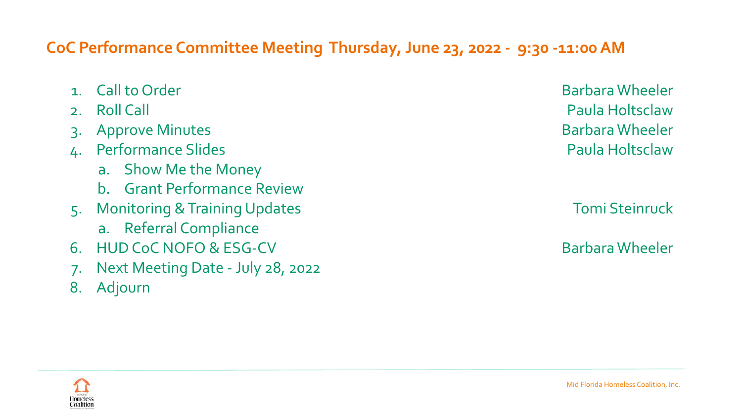## CoC Performance Committee Meeting Thursday, June 23, 2022 - 9:30 -11:00 AM

1. Call to Order — Barbara Wheeler
2. Roll Call — Paula Holtsclaw
3. Approve Minutes — Barbara Wheeler
4. Performance Slides — Paula Holtsclaw
   a. Show Me the Money
   b. Grant Performance Review
5. Monitoring & Training Updates — Tomi Steinruck
   a. Referral Compliance
6. HUD CoC NOFO & ESG-CV — Barbara Wheeler
7. Next Meeting Date - July 28, 2022
8. Adjourn

Mid Florida Homeless Coalition, Inc.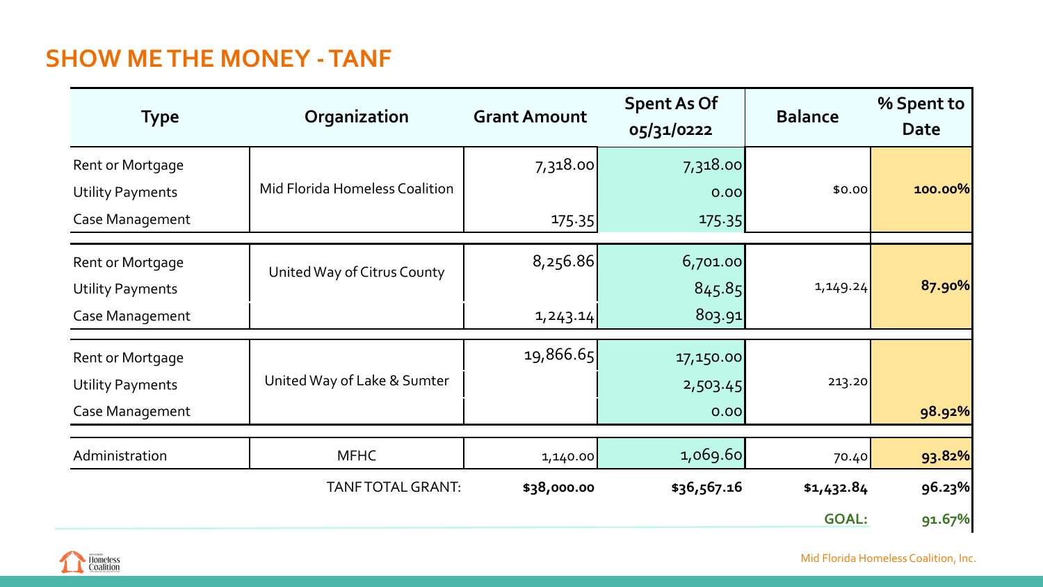## SHOW ME THE MONEY - TANF

| Type | Organization | Grant Amount | Spent As Of 05/31/0222 | Balance | % Spent to Date |
|---|---|---|---|---|---|
| Rent or Mortgage | Mid Florida Homeless Coalition | 7,318.00 | 7,318.00 | $0.00 | 100.00% |
| Utility Payments | | | 0.00 | | |
| Case Management | | 175.35 | 175.35 | | |
| Rent or Mortgage | United Way of Citrus County | 8,256.86 | 6,701.00 | 1,149.24 | 87.90% |
| Utility Payments | | | 845.85 | | |
| Case Management | | 1,243.14 | 803.91 | | |
| Rent or Mortgage | United Way of Lake & Sumter | 19,866.65 | 17,150.00 | 213.20 | |
| Utility Payments | | | 2,503.45 | | |
| Case Management | | | 0.00 | | 98.92% |
| Administration | MFHC | 1,140.00 | 1,069.60 | 70.40 | 93.82% |
| | TANF TOTAL GRANT: | **$38,000.00** | **$36,567.16** | **$1,432.84** | **96.23%** |
| | | | | **GOAL:** | **91.67%** |

Mid Florida Homeless Coalition, Inc.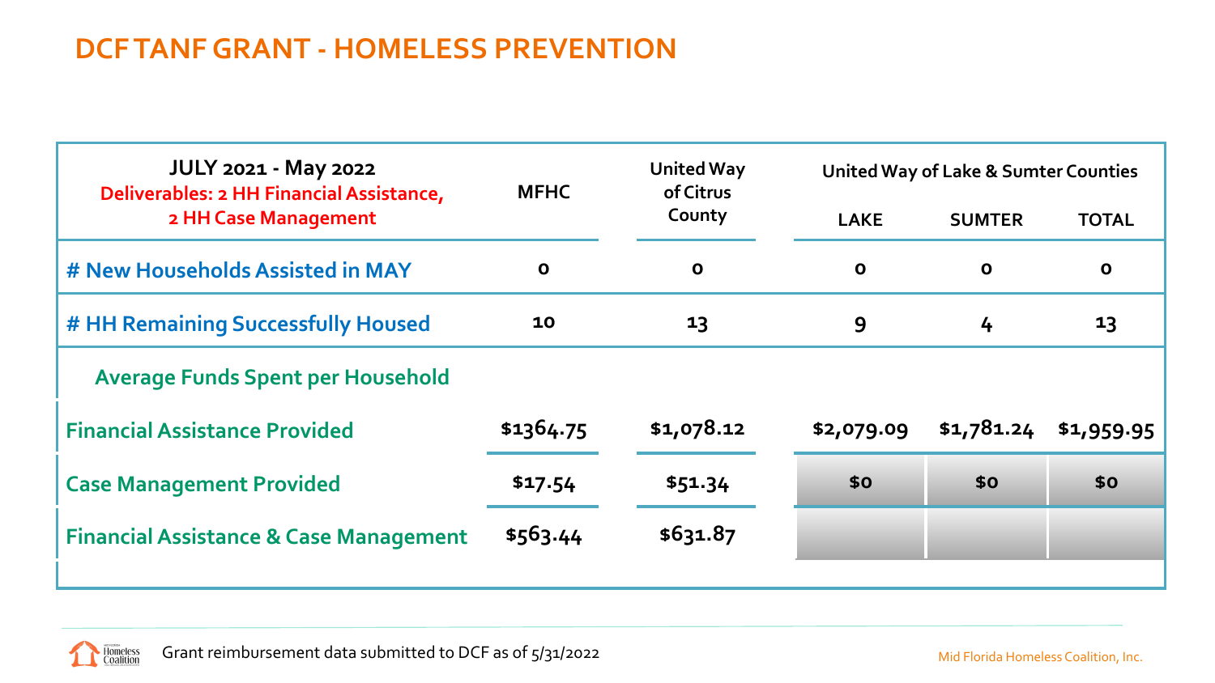## DCF TANF GRANT - HOMELESS PREVENTION

| JULY 2021 - May 2022<br>Deliverables: 2 HH Financial Assistance, 2 HH Case Management | MFHC | United Way of Citrus County | United Way of Lake & Sumter Counties | | |
|---|---|---|---|---|---|
| | | | LAKE | SUMTER | TOTAL |
| # New Households Assisted in MAY | 0 | 0 | 0 | 0 | 0 |
| # HH Remaining Successfully Housed | 10 | 13 | 9 | 4 | 13 |
| Average Funds Spent per Household | | | | | |
| Financial Assistance Provided | $1364.75 | $1,078.12 | $2,079.09 | $1,781.24 | $1,959.95 |
| Case Management Provided | $17.54 | $51.34 | $0 | $0 | $0 |
| Financial Assistance & Case Management | $563.44 | $631.87 | | | |

Grant reimbursement data submitted to DCF as of 5/31/2022

Mid Florida Homeless Coalition, Inc.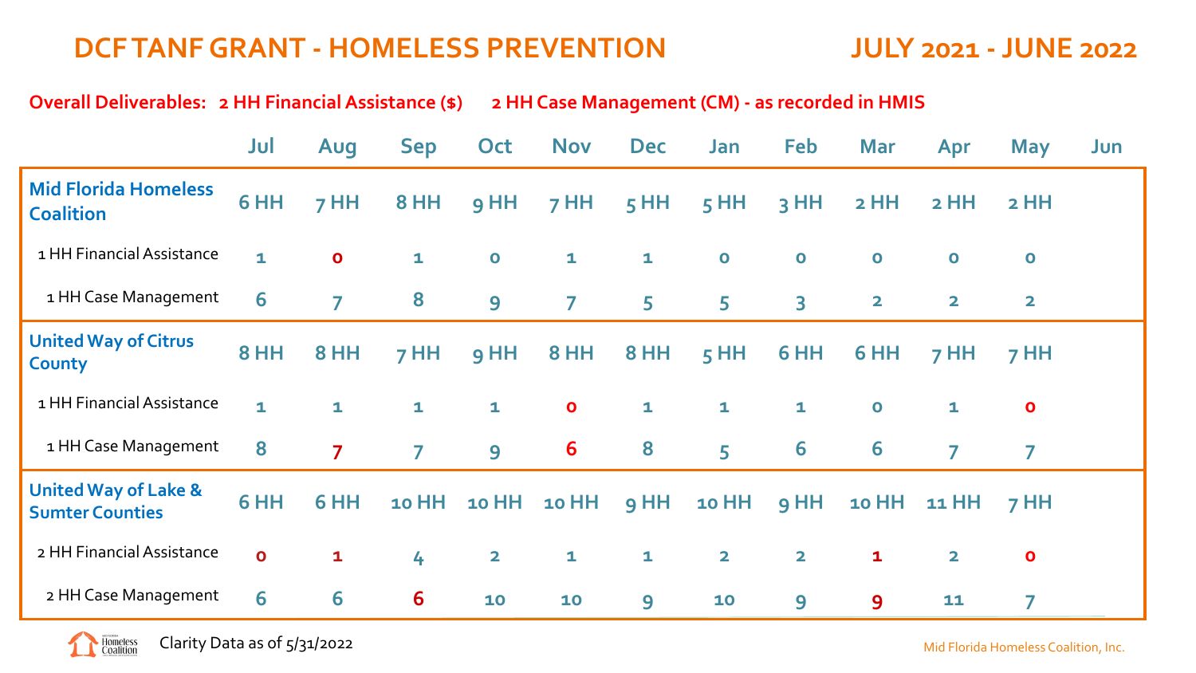# DCF TANF GRANT - HOMELESS PREVENTION

## JULY 2021 - JUNE 2022

**Overall Deliverables: 2 HH Financial Assistance ($) 2 HH Case Management (CM) - as recorded in HMIS**

| | Jul | Aug | Sep | Oct | Nov | Dec | Jan | Feb | Mar | Apr | May | Jun |
|---|---|---|---|---|---|---|---|---|---|---|---|---|
| **Mid Florida Homeless Coalition** | 6 HH | 7 HH | 8 HH | 9 HH | 7 HH | 5 HH | 5 HH | 3 HH | 2 HH | 2 HH | 2 HH | |
| 1 HH Financial Assistance | 1 | 0 | 1 | 0 | 1 | 1 | 0 | 0 | 0 | 0 | 0 | |
| 1 HH Case Management | 6 | 7 | 8 | 9 | 7 | 5 | 5 | 3 | 2 | 2 | 2 | |
| **United Way of Citrus County** | 8 HH | 8 HH | 7 HH | 9 HH | 8 HH | 8 HH | 5 HH | 6 HH | 6 HH | 7 HH | 7 HH | |
| 1 HH Financial Assistance | 1 | 1 | 1 | 1 | 0 | 1 | 1 | 1 | 0 | 1 | 0 | |
| 1 HH Case Management | 8 | 7 | 7 | 9 | 6 | 8 | 5 | 6 | 6 | 7 | 7 | |
| **United Way of Lake & Sumter Counties** | 6 HH | 6 HH | 10 HH | 10 HH | 10 HH | 9 HH | 10 HH | 9 HH | 10 HH | 11 HH | 7 HH | |
| 2 HH Financial Assistance | 0 | 1 | 4 | 2 | 1 | 1 | 2 | 2 | 1 | 2 | 0 | |
| 2 HH Case Management | 6 | 6 | 6 | 10 | 10 | 9 | 10 | 9 | 9 | 11 | 7 | |

Clarity Data as of 5/31/2022

Mid Florida Homeless Coalition, Inc.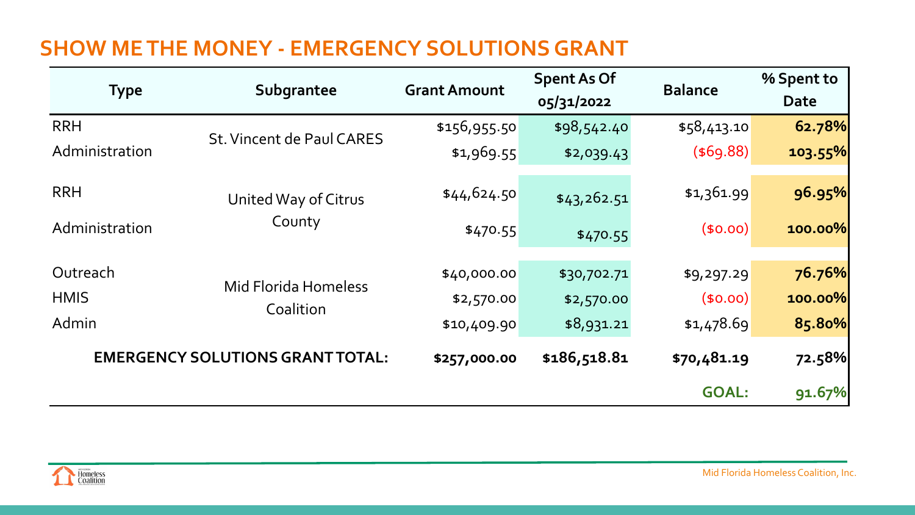# SHOW ME THE MONEY - EMERGENCY SOLUTIONS GRANT

| Type | Subgrantee | Grant Amount | Spent As Of 05/31/2022 | Balance | % Spent to Date |
|---|---|---|---|---|---|
| RRH | St. Vincent de Paul CARES | $156,955.50 | $98,542.40 | $58,413.10 | **62.78%** |
| Administration | | $1,969.55 | $2,039.43 | ($69.88) | **103.55%** |
| RRH | United Way of Citrus County | $44,624.50 | $43,262.51 | $1,361.99 | **96.95%** |
| Administration | | $470.55 | $470.55 | ($0.00) | **100.00%** |
| Outreach | Mid Florida Homeless Coalition | $40,000.00 | $30,702.71 | $9,297.29 | **76.76%** |
| HMIS | | $2,570.00 | $2,570.00 | ($0.00) | **100.00%** |
| Admin | | $10,409.90 | $8,931.21 | $1,478.69 | **85.80%** |
| **EMERGENCY SOLUTIONS GRANT TOTAL:** | | **$257,000.00** | **$186,518.81** | **$70,481.19** | 72.58% |
| | | | | **GOAL:** | 91.67% |

Mid Florida Homeless Coalition, Inc.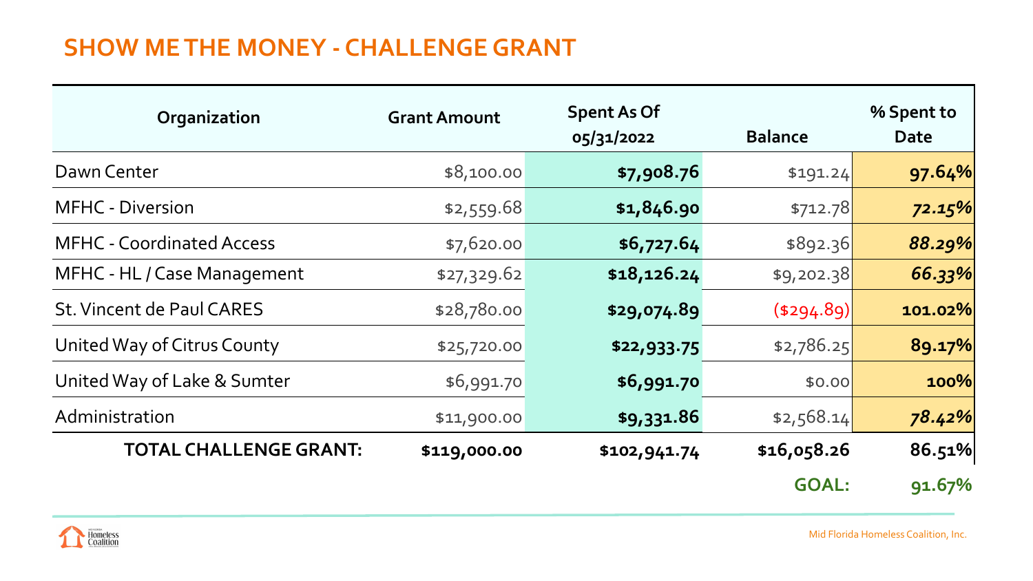## SHOW ME THE MONEY - CHALLENGE GRANT

| Organization | Grant Amount | Spent As Of 05/31/2022 | Balance | % Spent to Date |
|---|---|---|---|---|
| Dawn Center | $8,100.00 | **$7,908.76** | $191.24 | **97.64%** |
| MFHC - Diversion | $2,559.68 | **$1,846.90** | $712.78 | ***72.15%*** |
| MFHC - Coordinated Access | $7,620.00 | **$6,727.64** | $892.36 | ***88.29%*** |
| MFHC - HL / Case Management | $27,329.62 | **$18,126.24** | $9,202.38 | ***66.33%*** |
| St. Vincent de Paul CARES | $28,780.00 | **$29,074.89** | ($294.89) | **101.02%** |
| United Way of Citrus County | $25,720.00 | **$22,933.75** | $2,786.25 | **89.17%** |
| United Way of Lake & Sumter | $6,991.70 | **$6,991.70** | $0.00 | **100%** |
| Administration | $11,900.00 | **$9,331.86** | $2,568.14 | ***78.42%*** |
| **TOTAL CHALLENGE GRANT:** | **$119,000.00** | **$102,941.74** | **$16,058.26** | **86.51%** |
| | | | **GOAL:** | **91.67%** |

Mid Florida Homeless Coalition, Inc.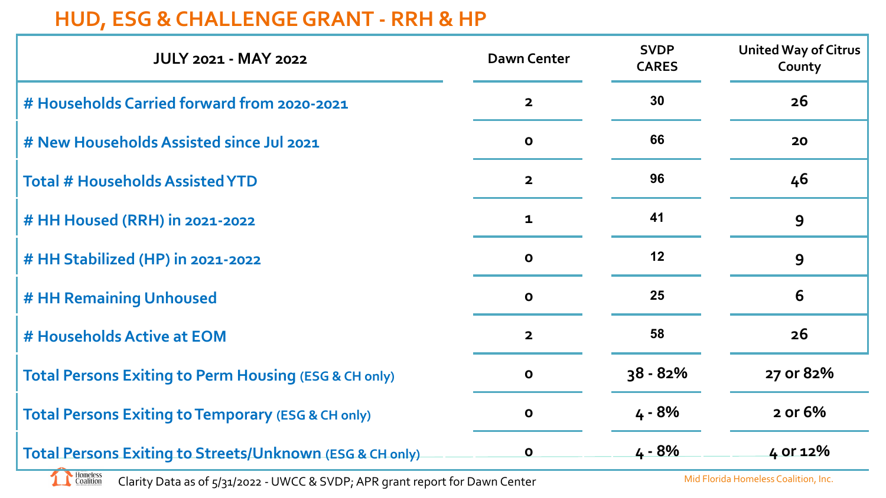# HUD, ESG & CHALLENGE GRANT - RRH & HP

| JULY 2021 - MAY 2022 | Dawn Center | SVDP CARES | United Way of Citrus County |
|---|---|---|---|
| # Households Carried forward from 2020-2021 | 2 | 30 | 26 |
| # New Households Assisted since Jul 2021 | 0 | 66 | 20 |
| Total # Households Assisted YTD | 2 | 96 | 46 |
| # HH Housed (RRH) in 2021-2022 | 1 | 41 | 9 |
| # HH Stabilized (HP) in 2021-2022 | 0 | 12 | 9 |
| # HH Remaining Unhoused | 0 | 25 | 6 |
| # Households Active at EOM | 2 | 58 | 26 |
| Total Persons Exiting to Perm Housing (ESG & CH only) | 0 | 38 - 82% | 27 or 82% |
| Total Persons Exiting to Temporary (ESG & CH only) | 0 | 4 - 8% | 2 or 6% |
| Total Persons Exiting to Streets/Unknown (ESG & CH only) | 0 | 4 - 8% | 4 or 12% |

Clarity Data as of 5/31/2022 - UWCC & SVDP; APR grant report for Dawn Center

Mid Florida Homeless Coalition, Inc.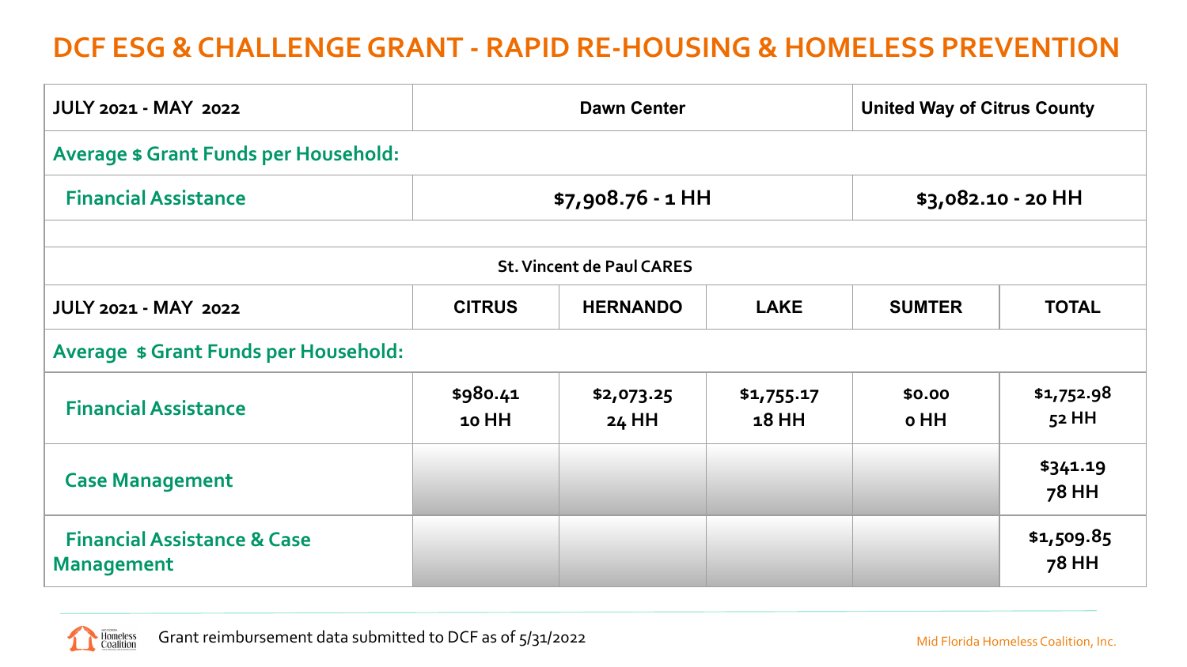# DCF ESG & CHALLENGE GRANT - RAPID RE-HOUSING & HOMELESS PREVENTION

| JULY 2021 - MAY 2022 | Dawn Center | United Way of Citrus County |
|---|---|---|
| **Average $ Grant Funds per Household:** | | |
| **Financial Assistance** | $7,908.76 - 1 HH | $3,082.10 - 20 HH |

| | St. Vincent de Paul CARES | | | | |
|---|---|---|---|---|---|
| **JULY 2021 - MAY 2022** | **CITRUS** | **HERNANDO** | **LAKE** | **SUMTER** | **TOTAL** |
| **Average $ Grant Funds per Household:** | | | | | |
| **Financial Assistance** | $980.41 10 HH | $2,073.25 24 HH | $1,755.17 18 HH | $0.00 0 HH | $1,752.98 52 HH |
| **Case Management** | | | | | $341.19 78 HH |
| **Financial Assistance & Case Management** | | | | | $1,509.85 78 HH |

Grant reimbursement data submitted to DCF as of 5/31/2022

Mid Florida Homeless Coalition, Inc.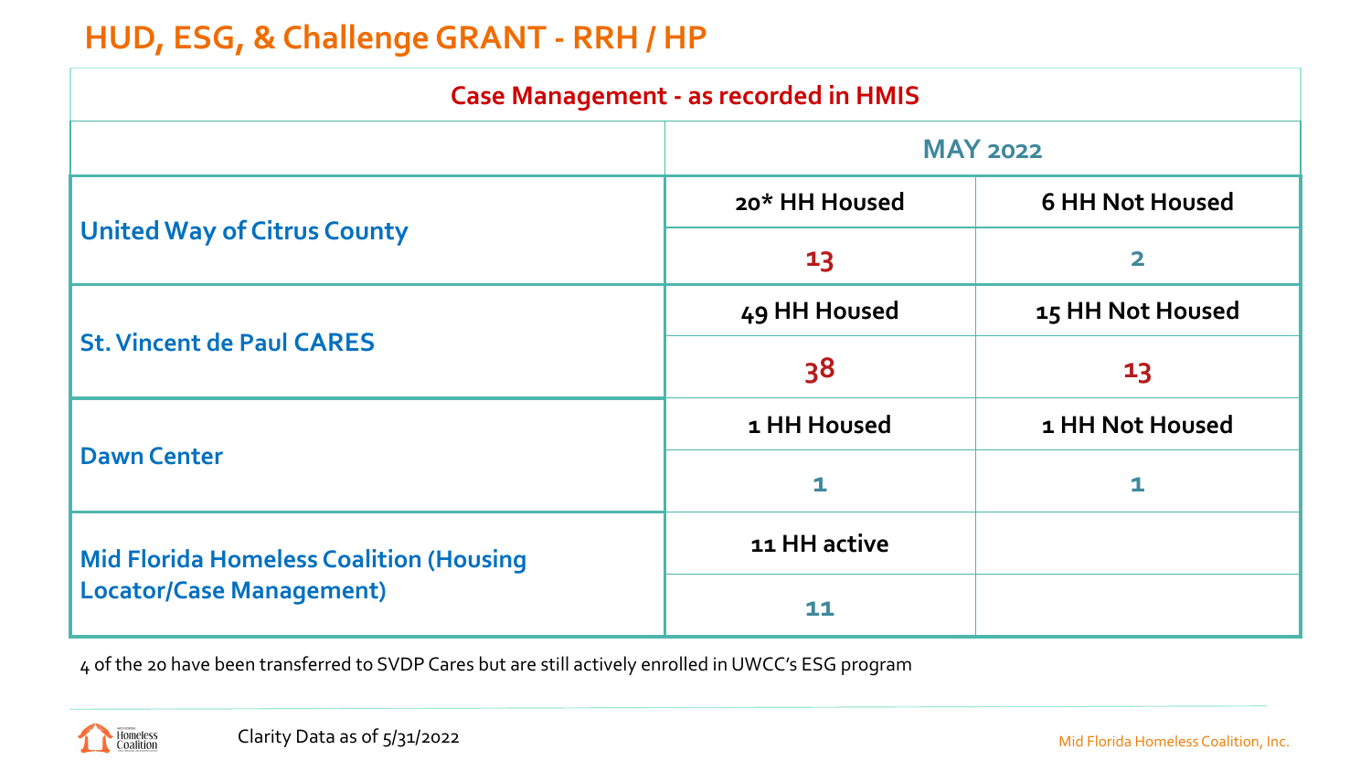# HUD, ESG, & Challenge GRANT - RRH / HP

| Case Management - as recorded in HMIS | | |
|---|---|---|
| | MAY 2022 | |
| United Way of Citrus County | 20* HH Housed | 6 HH Not Housed |
| | 13 | 2 |
| St. Vincent de Paul CARES | 49 HH Housed | 15 HH Not Housed |
| | 38 | 13 |
| Dawn Center | 1 HH Housed | 1 HH Not Housed |
| | 1 | 1 |
| Mid Florida Homeless Coalition (Housing Locator/Case Management) | 11 HH active | |
| | 11 | |

4 of the 20 have been transferred to SVDP Cares but are still actively enrolled in UWCC's ESG program

Clarity Data as of 5/31/2022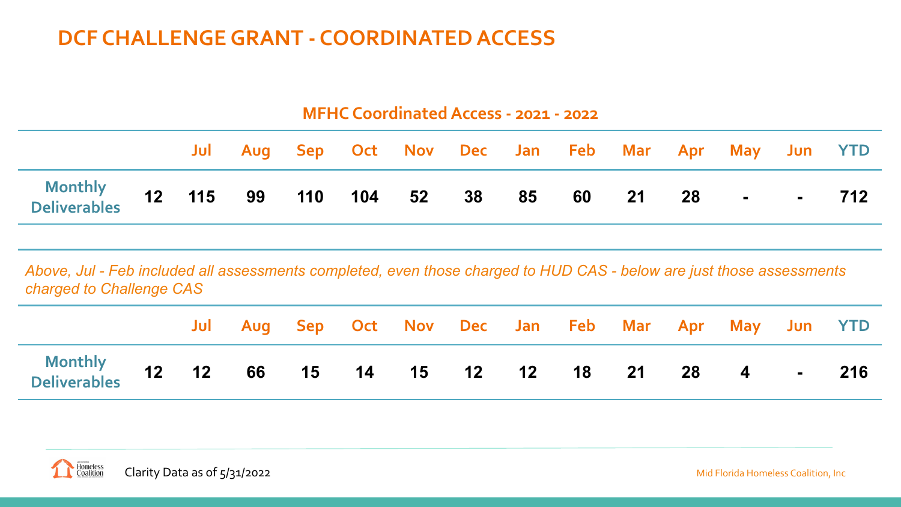# DCF CHALLENGE GRANT - COORDINATED ACCESS

## MFHC Coordinated Access - 2021 - 2022

| | | Jul | Aug | Sep | Oct | Nov | Dec | Jan | Feb | Mar | Apr | May | Jun | YTD |
|---|---|---|---|---|---|---|---|---|---|---|---|---|---|---|
| Monthly Deliverables | 12 | 115 | 99 | 110 | 104 | 52 | 38 | 85 | 60 | 21 | 28 | - | - | 712 |

*Above, Jul - Feb included all assessments completed, even those charged to HUD CAS - below are just those assessments charged to Challenge CAS*

| | | Jul | Aug | Sep | Oct | Nov | Dec | Jan | Feb | Mar | Apr | May | Jun | YTD |
|---|---|---|---|---|---|---|---|---|---|---|---|---|---|---|
| Monthly Deliverables | 12 | 12 | 66 | 15 | 14 | 15 | 12 | 12 | 18 | 21 | 28 | 4 | - | 216 |

Clarity Data as of 5/31/2022

Mid Florida Homeless Coalition, Inc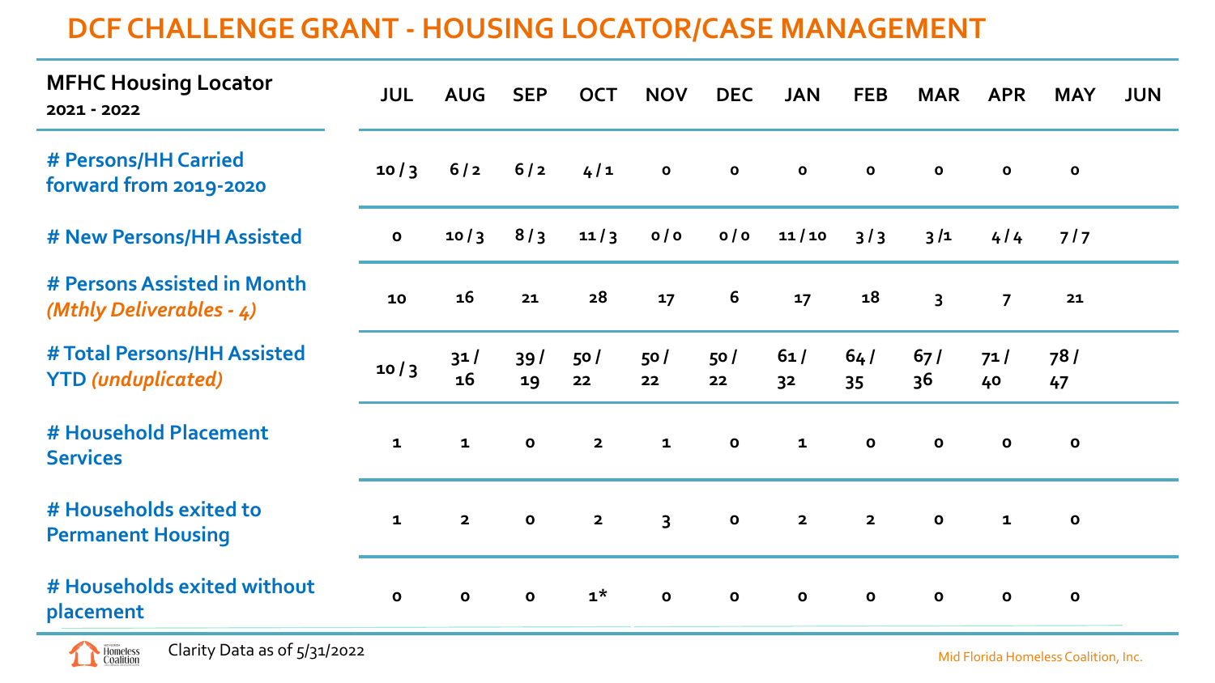# DCF CHALLENGE GRANT - HOUSING LOCATOR/CASE MANAGEMENT

| **MFHC Housing Locator** **2021 - 2022** | JUL | AUG | SEP | OCT | NOV | DEC | JAN | FEB | MAR | APR | MAY | JUN |
|---|---|---|---|---|---|---|---|---|---|---|---|---|
| # Persons/HH Carried forward from 2019-2020 | 10 / 3 | 6 / 2 | 6 / 2 | 4 / 1 | 0 | 0 | 0 | 0 | 0 | 0 | 0 | |
| # New Persons/HH Assisted | 0 | 10 / 3 | 8 / 3 | 11 / 3 | 0 / 0 | 0 / 0 | 11 / 10 | 3 / 3 | 3 /1 | 4 / 4 | 7 / 7 | |
| # Persons Assisted in Month *(Mthly Deliverables - 4)* | 10 | 16 | 21 | 28 | 17 | 6 | 17 | 18 | 3 | 7 | 21 | |
| # Total Persons/HH Assisted YTD *(unduplicated)* | 10 / 3 | 31 / 16 | 39 / 19 | 50 / 22 | 50 / 22 | 50 / 22 | 61 / 32 | 64 / 35 | 67 / 36 | 71 / 40 | 78 / 47 | |
| # Household Placement Services | 1 | 1 | 0 | 2 | 1 | 0 | 1 | 0 | 0 | 0 | 0 | |
| # Households exited to Permanent Housing | 1 | 2 | 0 | 2 | 3 | 0 | 2 | 2 | 0 | 1 | 0 | |
| # Households exited without placement | 0 | 0 | 0 | 1* | 0 | 0 | 0 | 0 | 0 | 0 | 0 | |

Clarity Data as of 5/31/2022

Mid Florida Homeless Coalition, Inc.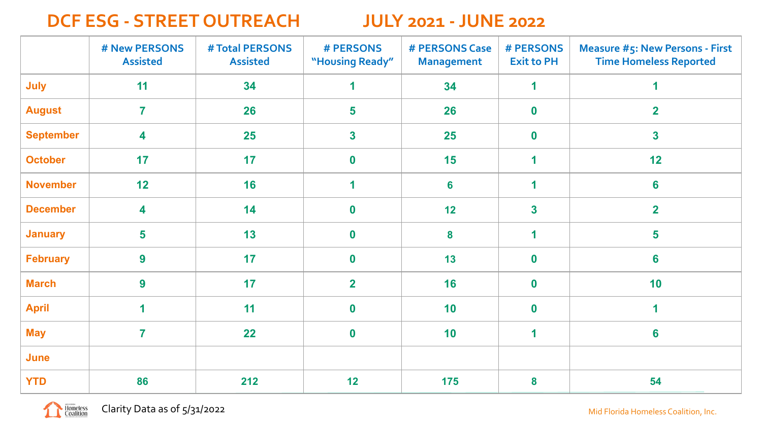# DCF ESG - STREET OUTREACH JULY 2021 - JUNE 2022

| | # New PERSONS Assisted | # Total PERSONS Assisted | # PERSONS "Housing Ready" | # PERSONS Case Management | # PERSONS Exit to PH | Measure #5: New Persons - First Time Homeless Reported |
|---|---|---|---|---|---|---|
| July | 11 | 34 | 1 | 34 | 1 | 1 |
| August | 7 | 26 | 5 | 26 | 0 | 2 |
| September | 4 | 25 | 3 | 25 | 0 | 3 |
| October | 17 | 17 | 0 | 15 | 1 | 12 |
| November | 12 | 16 | 1 | 6 | 1 | 6 |
| December | 4 | 14 | 0 | 12 | 3 | 2 |
| January | 5 | 13 | 0 | 8 | 1 | 5 |
| February | 9 | 17 | 0 | 13 | 0 | 6 |
| March | 9 | 17 | 2 | 16 | 0 | 10 |
| April | 1 | 11 | 0 | 10 | 0 | 1 |
| May | 7 | 22 | 0 | 10 | 1 | 6 |
| June | | | | | | |
| YTD | 86 | 212 | 12 | 175 | 8 | 54 |

Clarity Data as of 5/31/2022

Mid Florida Homeless Coalition, Inc.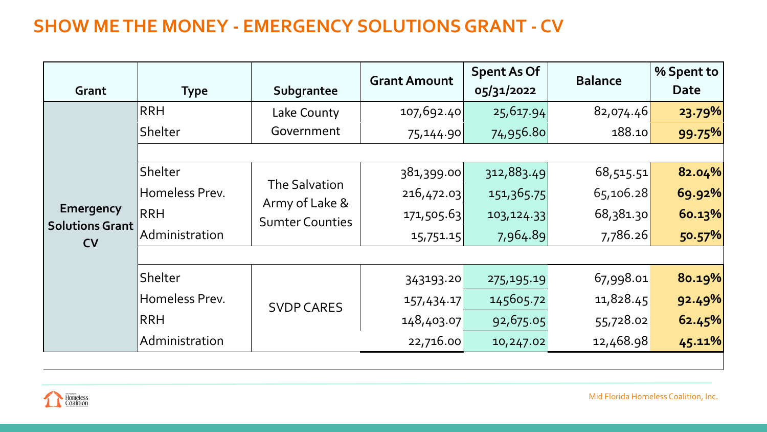## SHOW ME THE MONEY - EMERGENCY SOLUTIONS GRANT - CV

| Grant | Type | Subgrantee | Grant Amount | Spent As Of 05/31/2022 | Balance | % Spent to Date |
|---|---|---|---|---|---|---|
| Emergency Solutions Grant CV | RRH | Lake County Government | 107,692.40 | 25,617.94 | 82,074.46 | **23.79%** |
| | Shelter | | 75,144.90 | 74,956.80 | 188.10 | **99.75%** |
| | | | | | | |
| | Shelter | The Salvation Army of Lake & Sumter Counties | 381,399.00 | 312,883.49 | 68,515.51 | **82.04%** |
| | Homeless Prev. | | 216,472.03 | 151,365.75 | 65,106.28 | **69.92%** |
| | RRH | | 171,505.63 | 103,124.33 | 68,381.30 | **60.13%** |
| | Administration | | 15,751.15 | 7,964.89 | 7,786.26 | **50.57%** |
| | | | | | | |
| | Shelter | SVDP CARES | 343193.20 | 275,195.19 | 67,998.01 | **80.19%** |
| | Homeless Prev. | | 157,434.17 | 145605.72 | 11,828.45 | **92.49%** |
| | RRH | | 148,403.07 | 92,675.05 | 55,728.02 | **62.45%** |
| | Administration | | 22,716.00 | 10,247.02 | 12,468.98 | **45.11%** |

Mid Florida Homeless Coalition, Inc.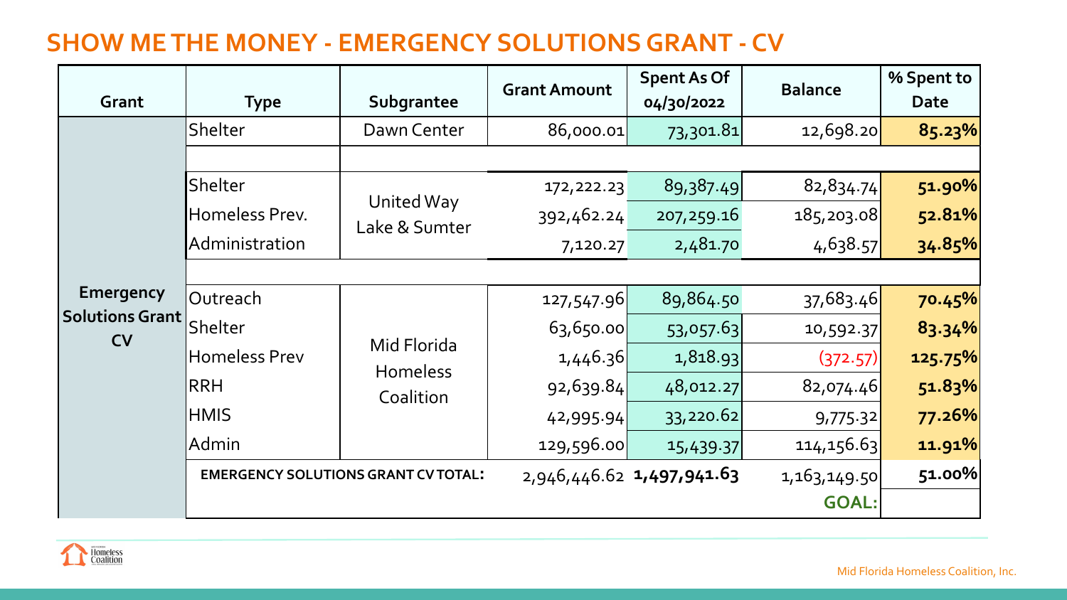# SHOW ME THE MONEY - EMERGENCY SOLUTIONS GRANT - CV

| Grant | Type | Subgrantee | Grant Amount | Spent As Of 04/30/2022 | Balance | % Spent to Date |
|---|---|---|---|---|---|---|
| Emergency Solutions Grant CV | Shelter | Dawn Center | 86,000.01 | 73,301.81 | 12,698.20 | 85.23% |
| | | | | | | |
| | Shelter | United Way Lake & Sumter | 172,222.23 | 89,387.49 | 82,834.74 | 51.90% |
| | Homeless Prev. | | 392,462.24 | 207,259.16 | 185,203.08 | 52.81% |
| | Administration | | 7,120.27 | 2,481.70 | 4,638.57 | 34.85% |
| | | | | | | |
| | Outreach | Mid Florida Homeless Coalition | 127,547.96 | 89,864.50 | 37,683.46 | 70.45% |
| | Shelter | | 63,650.00 | 53,057.63 | 10,592.37 | 83.34% |
| | Homeless Prev | | 1,446.36 | 1,818.93 | (372.57) | 125.75% |
| | RRH | | 92,639.84 | 48,012.27 | 82,074.46 | 51.83% |
| | HMIS | | 42,995.94 | 33,220.62 | 9,775.32 | 77.26% |
| | Admin | | 129,596.00 | 15,439.37 | 114,156.63 | 11.91% |
| | **EMERGENCY SOLUTIONS GRANT CV TOTAL:** | | 2,946,446.62 | **1,497,941.63** | 1,163,149.50 | 51.00% |
| | | | | | **GOAL:** | |

Mid Florida Homeless Coalition, Inc.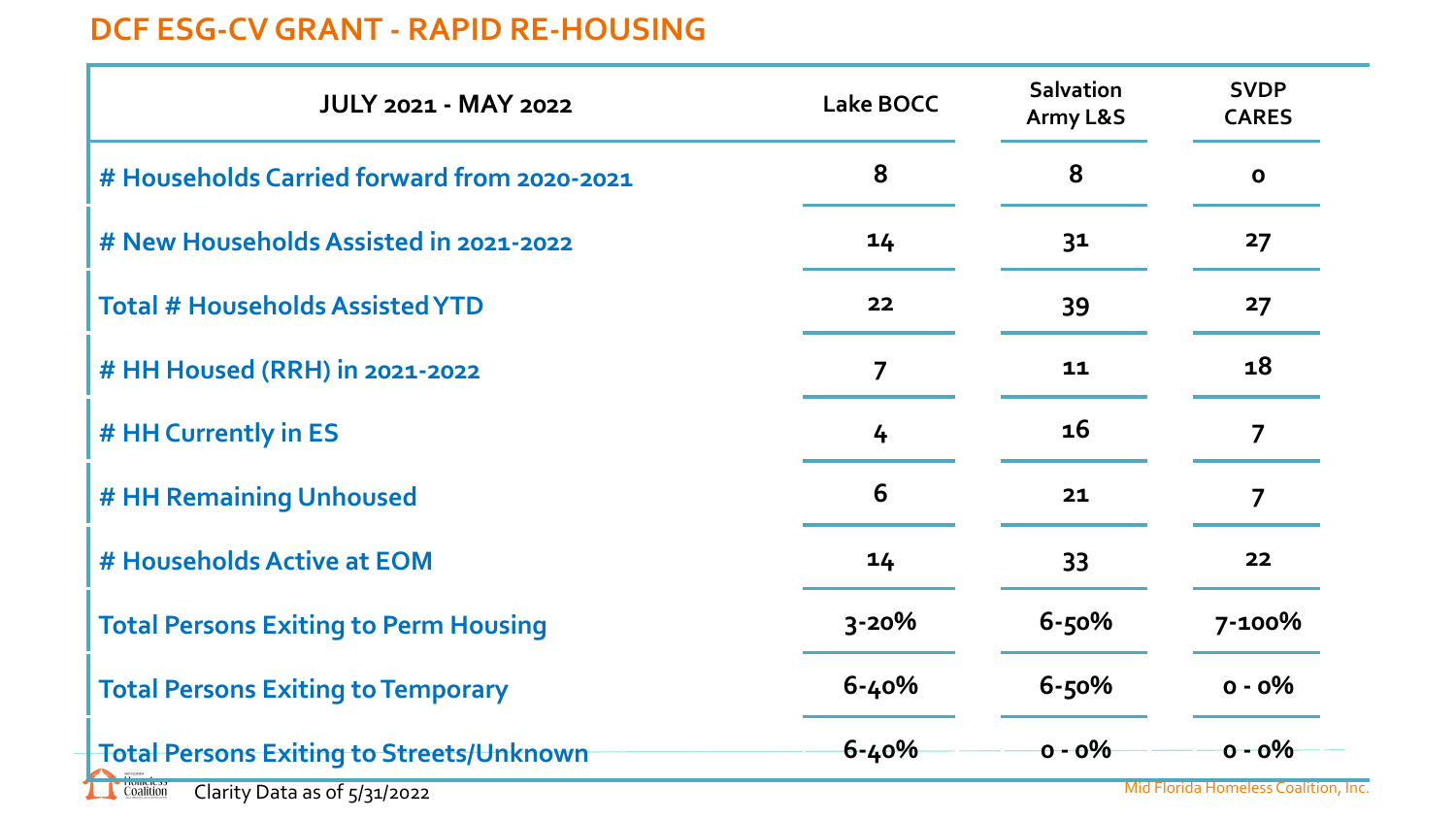# DCF ESG-CV GRANT - RAPID RE-HOUSING

| JULY 2021 - MAY 2022 | Lake BOCC | Salvation Army L&S | SVDP CARES |
|---|---|---|---|
| # Households Carried forward from 2020-2021 | 8 | 8 | 0 |
| # New Households Assisted in 2021-2022 | 14 | 31 | 27 |
| Total # Households Assisted YTD | 22 | 39 | 27 |
| # HH Housed (RRH) in 2021-2022 | 7 | 11 | 18 |
| # HH Currently in ES | 4 | 16 | 7 |
| # HH Remaining Unhoused | 6 | 21 | 7 |
| # Households Active at EOM | 14 | 33 | 22 |
| Total Persons Exiting to Perm Housing | 3-20% | 6-50% | 7-100% |
| Total Persons Exiting to Temporary | 6-40% | 6-50% | 0 - 0% |
| Total Persons Exiting to Streets/Unknown | 6-40% | 0 - 0% | 0 - 0% |

Clarity Data as of 5/31/2022

Mid Florida Homeless Coalition, Inc.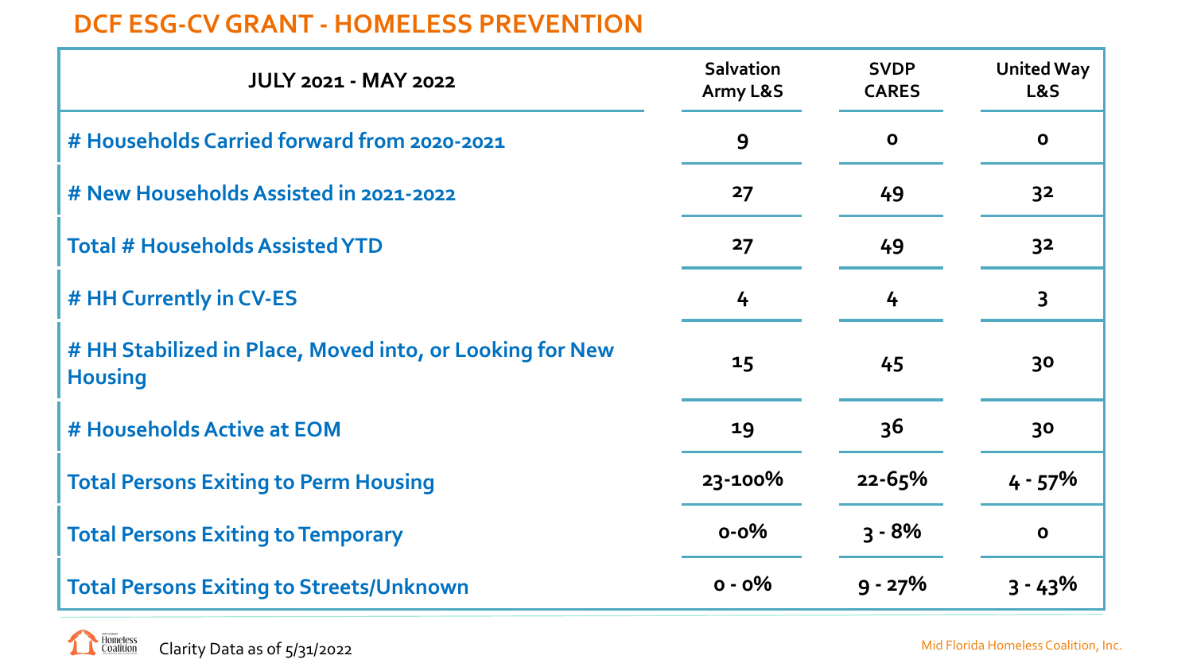# DCF ESG-CV GRANT - HOMELESS PREVENTION

| JULY 2021 - MAY 2022 | Salvation Army L&S | SVDP CARES | United Way L&S |
|---|---|---|---|
| # Households Carried forward from 2020-2021 | 9 | 0 | 0 |
| # New Households Assisted in 2021-2022 | 27 | 49 | 32 |
| Total # Households Assisted YTD | 27 | 49 | 32 |
| # HH Currently in CV-ES | 4 | 4 | 3 |
| # HH Stabilized in Place, Moved into, or Looking for New Housing | 15 | 45 | 30 |
| # Households Active at EOM | 19 | 36 | 30 |
| Total Persons Exiting to Perm Housing | 23-100% | 22-65% | 4 - 57% |
| Total Persons Exiting to Temporary | 0-0% | 3 - 8% | 0 |
| Total Persons Exiting to Streets/Unknown | 0 - 0% | 9 - 27% | 3 - 43% |

Clarity Data as of 5/31/2022

Mid Florida Homeless Coalition, Inc.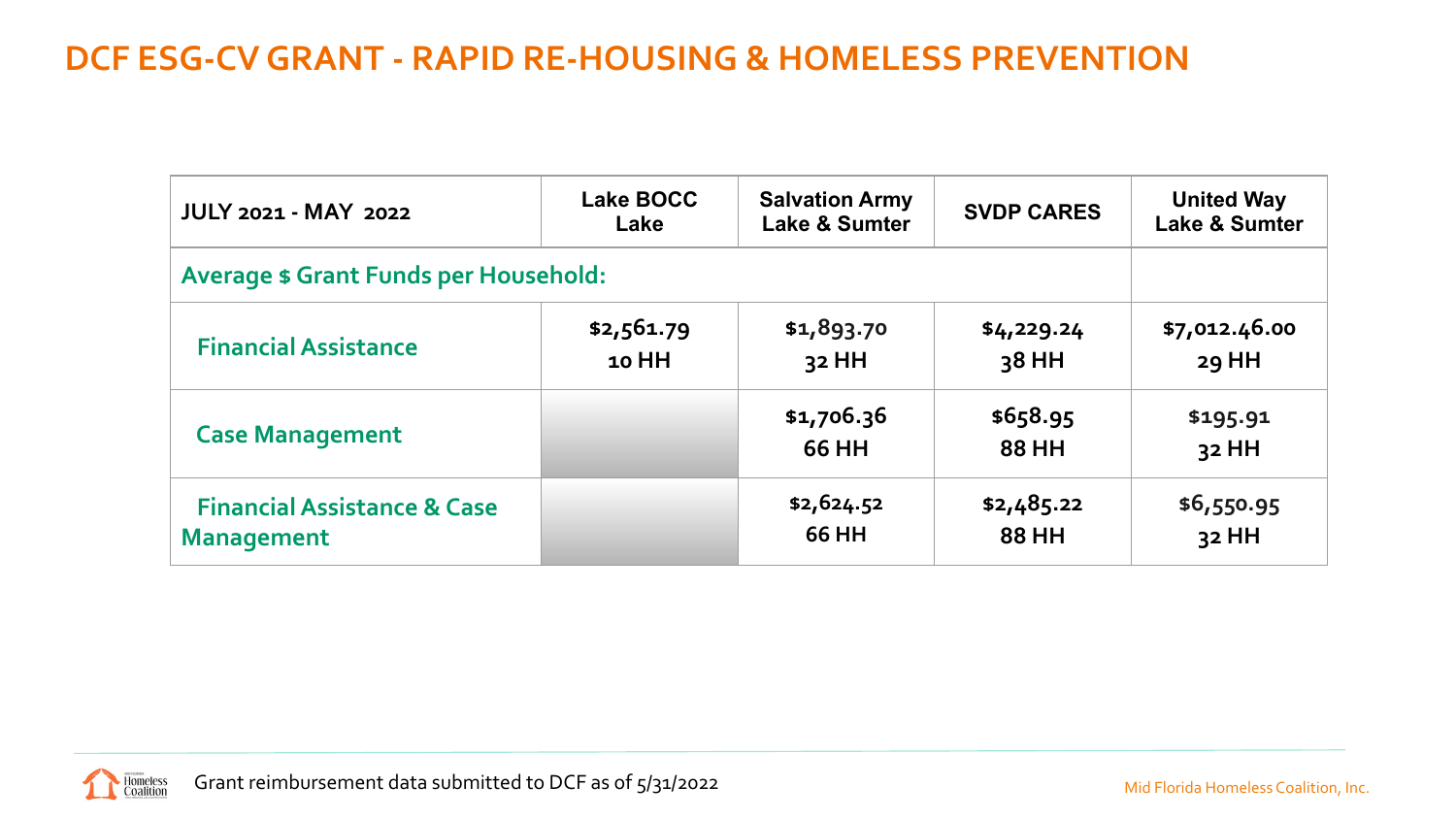# DCF ESG-CV GRANT - RAPID RE-HOUSING & HOMELESS PREVENTION

| JULY 2021 - MAY 2022 | Lake BOCC Lake | Salvation Army Lake & Sumter | SVDP CARES | United Way Lake & Sumter |
|---|---|---|---|---|
| **Average $ Grant Funds per Household:** | | | | |
| **Financial Assistance** | $2,561.79<br>10 HH | $1,893.70<br>32 HH | $4,229.24<br>38 HH | $7,012.46.00<br>29 HH |
| **Case Management** | | $1,706.36<br>66 HH | $658.95<br>88 HH | $195.91<br>32 HH |
| **Financial Assistance & Case Management** | | $2,624.52<br>66 HH | $2,485.22<br>88 HH | $6,550.95<br>32 HH |

Grant reimbursement data submitted to DCF as of 5/31/2022

Mid Florida Homeless Coalition, Inc.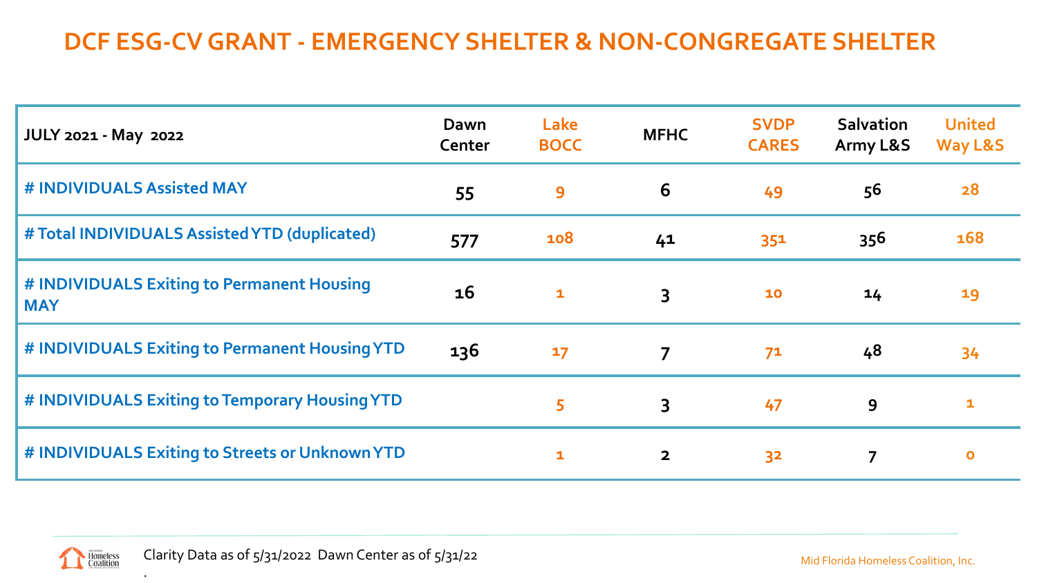# DCF ESG-CV GRANT - EMERGENCY SHELTER & NON-CONGREGATE SHELTER

| JULY 2021 - May 2022 | Dawn Center | Lake BOCC | MFHC | SVDP CARES | Salvation Army L&S | United Way L&S |
|---|---|---|---|---|---|---|
| # INDIVIDUALS Assisted MAY | 55 | 9 | 6 | 49 | 56 | 28 |
| # Total INDIVIDUALS Assisted YTD (duplicated) | 577 | 108 | 41 | 351 | 356 | 168 |
| # INDIVIDUALS Exiting to Permanent Housing MAY | 16 | 1 | 3 | 10 | 14 | 19 |
| # INDIVIDUALS Exiting to Permanent Housing YTD | 136 | 17 | 7 | 71 | 48 | 34 |
| # INDIVIDUALS Exiting to Temporary Housing YTD | | 5 | 3 | 47 | 9 | 1 |
| # INDIVIDUALS Exiting to Streets or Unknown YTD | | 1 | 2 | 32 | 7 | 0 |

Clarity Data as of 5/31/2022 Dawn Center as of 5/31/22

.

Mid Florida Homeless Coalition, Inc.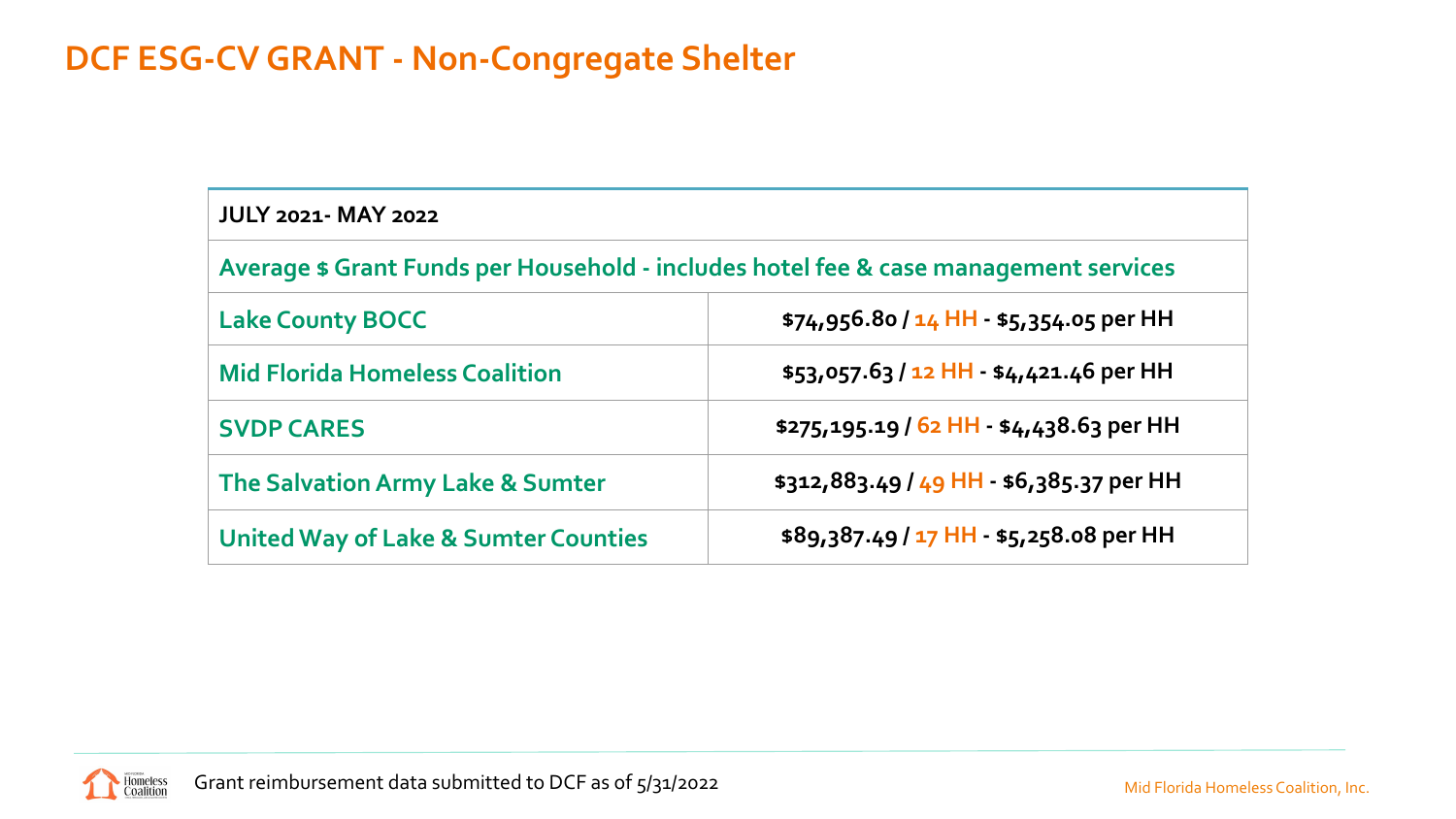# DCF ESG-CV GRANT - Non-Congregate Shelter

| JULY 2021- MAY 2022 | |
|---|---|
| **Average $ Grant Funds per Household - includes hotel fee & case management services** | |
| **Lake County BOCC** | **$74,956.80 / 14 HH - $5,354.05 per HH** |
| **Mid Florida Homeless Coalition** | **$53,057.63 / 12 HH - $4,421.46 per HH** |
| **SVDP CARES** | **$275,195.19 / 62 HH - $4,438.63 per HH** |
| **The Salvation Army Lake & Sumter** | **$312,883.49 / 49 HH - $6,385.37 per HH** |
| **United Way of Lake & Sumter Counties** | **$89,387.49 / 17 HH - $5,258.08 per HH** |

Grant reimbursement data submitted to DCF as of 5/31/2022

Mid Florida Homeless Coalition, Inc.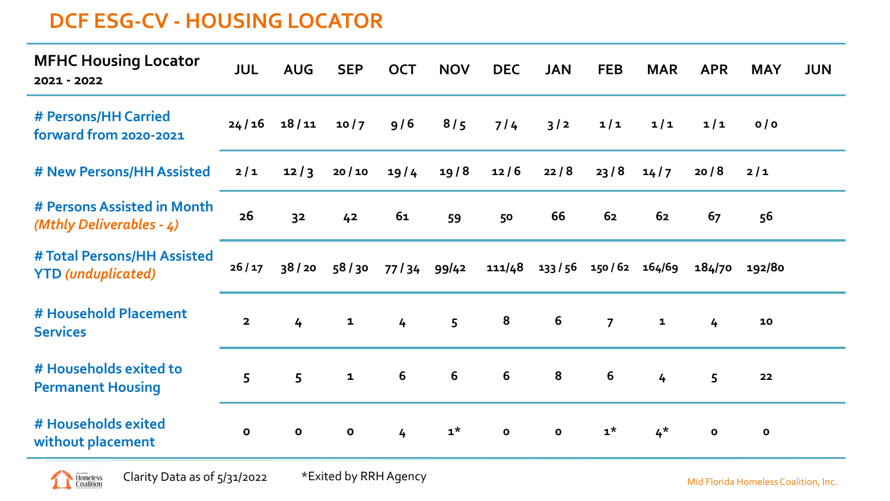# DCF ESG-CV - HOUSING LOCATOR

| **MFHC Housing Locator** **2021 - 2022** | JUL | AUG | SEP | OCT | NOV | DEC | JAN | FEB | MAR | APR | MAY | JUN |
|---|---|---|---|---|---|---|---|---|---|---|---|---|
| # Persons/HH Carried forward from 2020-2021 | 24 / 16 | 18 / 11 | 10 / 7 | 9 / 6 | 8 / 5 | 7 / 4 | 3 / 2 | 1 / 1 | 1 / 1 | 1 / 1 | 0 / 0 | |
| # New Persons/HH Assisted | 2 / 1 | 12 / 3 | 20 / 10 | 19 / 4 | 19 / 8 | 12 / 6 | 22 / 8 | 23 / 8 | 14 / 7 | 20 / 8 | 2 / 1 | |
| # Persons Assisted in Month *(Mthly Deliverables - 4)* | 26 | 32 | 42 | 61 | 59 | 50 | 66 | 62 | 62 | 67 | 56 | |
| # Total Persons/HH Assisted YTD *(unduplicated)* | 26 / 17 | 38 / 20 | 58 / 30 | 77 / 34 | 99/42 | 111/48 | 133 / 56 | 150 / 62 | 164/69 | 184/70 | 192/80 | |
| # Household Placement Services | 2 | 4 | 1 | 4 | 5 | 8 | 6 | 7 | 1 | 4 | 10 | |
| # Households exited to Permanent Housing | 5 | 5 | 1 | 6 | 6 | 6 | 8 | 6 | 4 | 5 | 22 | |
| # Households exited without placement | 0 | 0 | 0 | 4 | 1* | 0 | 0 | 1* | 4* | 0 | 0 | |

Clarity Data as of 5/31/2022

*Exited by RRH Agency

Mid Florida Homeless Coalition, Inc.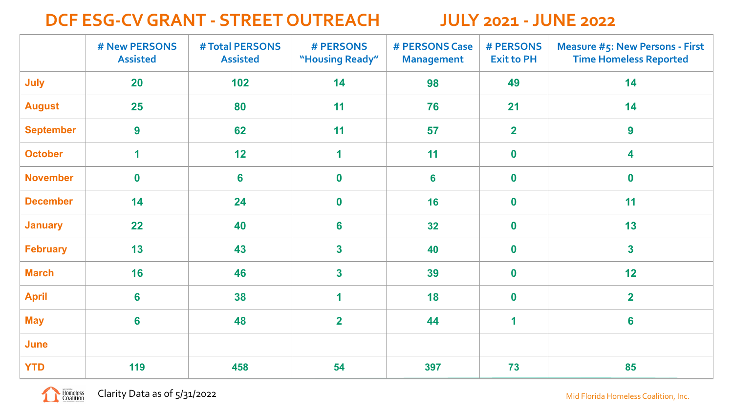# DCF ESG-CV GRANT - STREET OUTREACH JULY 2021 - JUNE 2022

| | # New PERSONS Assisted | # Total PERSONS Assisted | # PERSONS "Housing Ready" | # PERSONS Case Management | # PERSONS Exit to PH | Measure #5: New Persons - First Time Homeless Reported |
|---|---|---|---|---|---|---|
| July | 20 | 102 | 14 | 98 | 49 | 14 |
| August | 25 | 80 | 11 | 76 | 21 | 14 |
| September | 9 | 62 | 11 | 57 | 2 | 9 |
| October | 1 | 12 | 1 | 11 | 0 | 4 |
| November | 0 | 6 | 0 | 6 | 0 | 0 |
| December | 14 | 24 | 0 | 16 | 0 | 11 |
| January | 22 | 40 | 6 | 32 | 0 | 13 |
| February | 13 | 43 | 3 | 40 | 0 | 3 |
| March | 16 | 46 | 3 | 39 | 0 | 12 |
| April | 6 | 38 | 1 | 18 | 0 | 2 |
| May | 6 | 48 | 2 | 44 | 1 | 6 |
| June | | | | | | |
| YTD | 119 | 458 | 54 | 397 | 73 | 85 |

Clarity Data as of 5/31/2022

Mid Florida Homeless Coalition, Inc.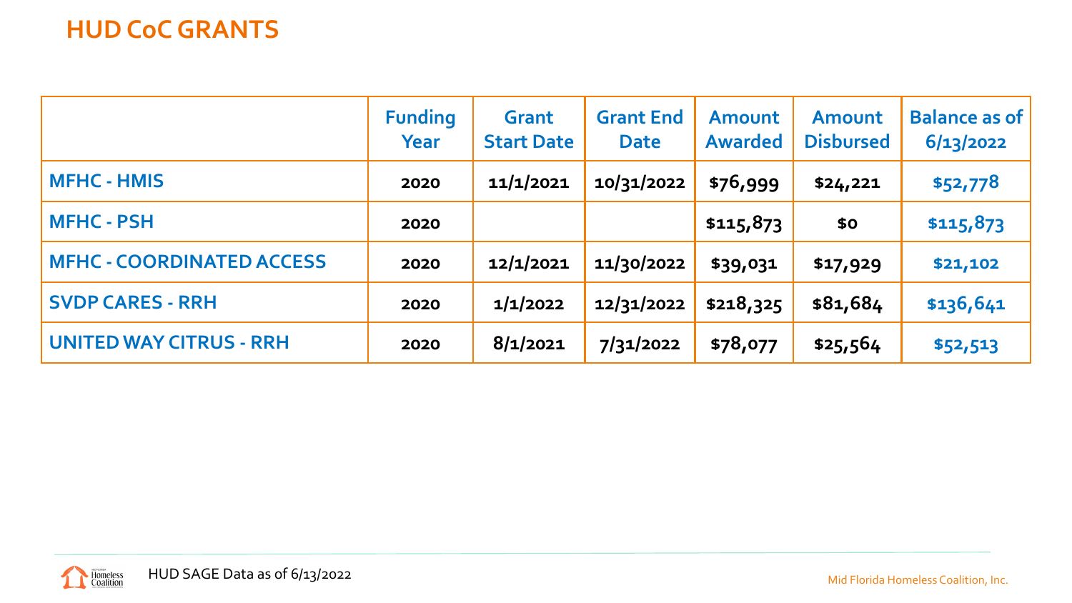# HUD CoC GRANTS

| | Funding Year | Grant Start Date | Grant End Date | Amount Awarded | Amount Disbursed | Balance as of 6/13/2022 |
|---|---|---|---|---|---|---|
| MFHC - HMIS | 2020 | 11/1/2021 | 10/31/2022 | $76,999 | $24,221 | $52,778 |
| MFHC - PSH | 2020 | | | $115,873 | $0 | $115,873 |
| MFHC - COORDINATED ACCESS | 2020 | 12/1/2021 | 11/30/2022 | $39,031 | $17,929 | $21,102 |
| SVDP CARES - RRH | 2020 | 1/1/2022 | 12/31/2022 | $218,325 | $81,684 | $136,641 |
| UNITED WAY CITRUS - RRH | 2020 | 8/1/2021 | 7/31/2022 | $78,077 | $25,564 | $52,513 |

HUD SAGE Data as of 6/13/2022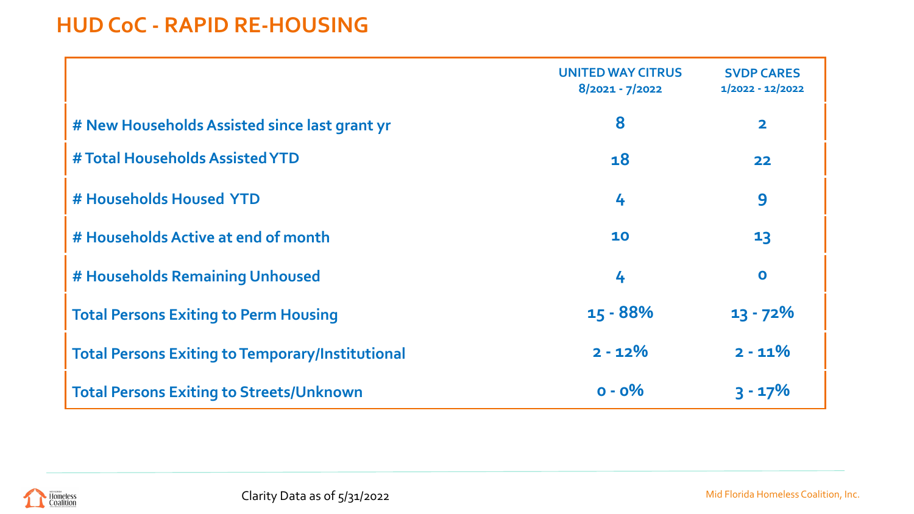# HUD CoC - RAPID RE-HOUSING

| | UNITED WAY CITRUS 8/2021 - 7/2022 | SVDP CARES 1/2022 - 12/2022 |
|---|---|---|
| # New Households Assisted since last grant yr | 8 | 2 |
| # Total Households Assisted YTD | 18 | 22 |
| # Households Housed YTD | 4 | 9 |
| # Households Active at end of month | 10 | 13 |
| # Households Remaining Unhoused | 4 | 0 |
| Total Persons Exiting to Perm Housing | 15 - 88% | 13 - 72% |
| Total Persons Exiting to Temporary/Institutional | 2 - 12% | 2 - 11% |
| Total Persons Exiting to Streets/Unknown | 0 - 0% | 3 - 17% |

Clarity Data as of 5/31/2022

Mid Florida Homeless Coalition, Inc.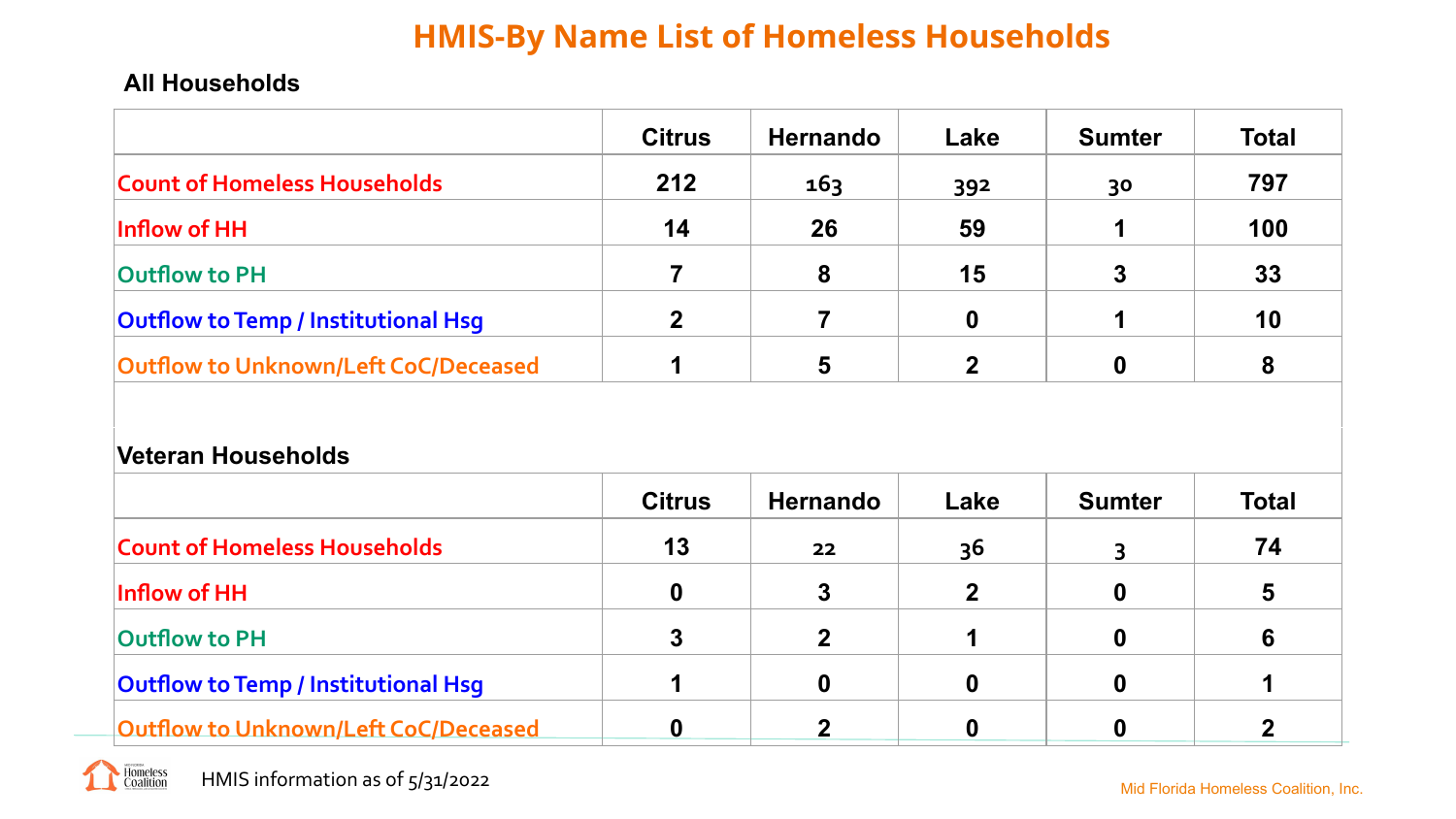# HMIS-By Name List of Homeless Households

**All Households**

| | Citrus | Hernando | Lake | Sumter | Total |
|---|---|---|---|---|---|
| Count of Homeless Households | 212 | 163 | 392 | 30 | 797 |
| Inflow of HH | 14 | 26 | 59 | 1 | 100 |
| Outflow to PH | 7 | 8 | 15 | 3 | 33 |
| Outflow to Temp / Institutional Hsg | 2 | 7 | 0 | 1 | 10 |
| Outflow to Unknown/Left CoC/Deceased | 1 | 5 | 2 | 0 | 8 |

**Veteran Households**

| | Citrus | Hernando | Lake | Sumter | Total |
|---|---|---|---|---|---|
| Count of Homeless Households | 13 | 22 | 36 | 3 | 74 |
| Inflow of HH | 0 | 3 | 2 | 0 | 5 |
| Outflow to PH | 3 | 2 | 1 | 0 | 6 |
| Outflow to Temp / Institutional Hsg | 1 | 0 | 0 | 0 | 1 |
| Outflow to Unknown/Left CoC/Deceased | 0 | 2 | 0 | 0 | 2 |

HMIS information as of 5/31/2022

Mid Florida Homeless Coalition, Inc.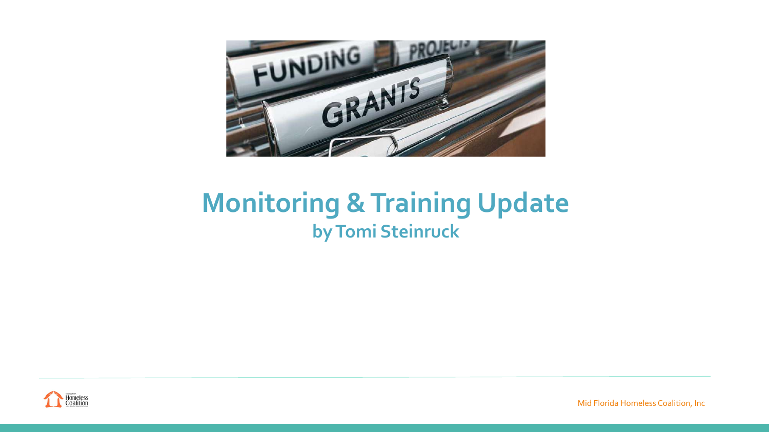# Monitoring & Training Update

## by Tomi Steinruck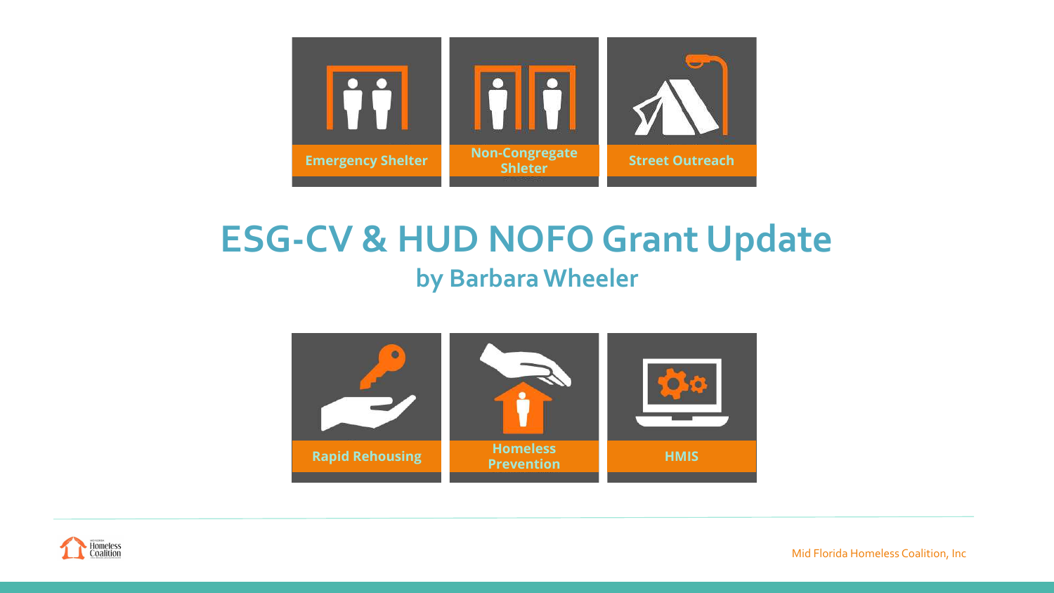Emergency Shelter

Non-Congregate Shleter

Street Outreach

# ESG-CV & HUD NOFO Grant Update

## by Barbara Wheeler

Rapid Rehousing

Homeless Prevention

HMIS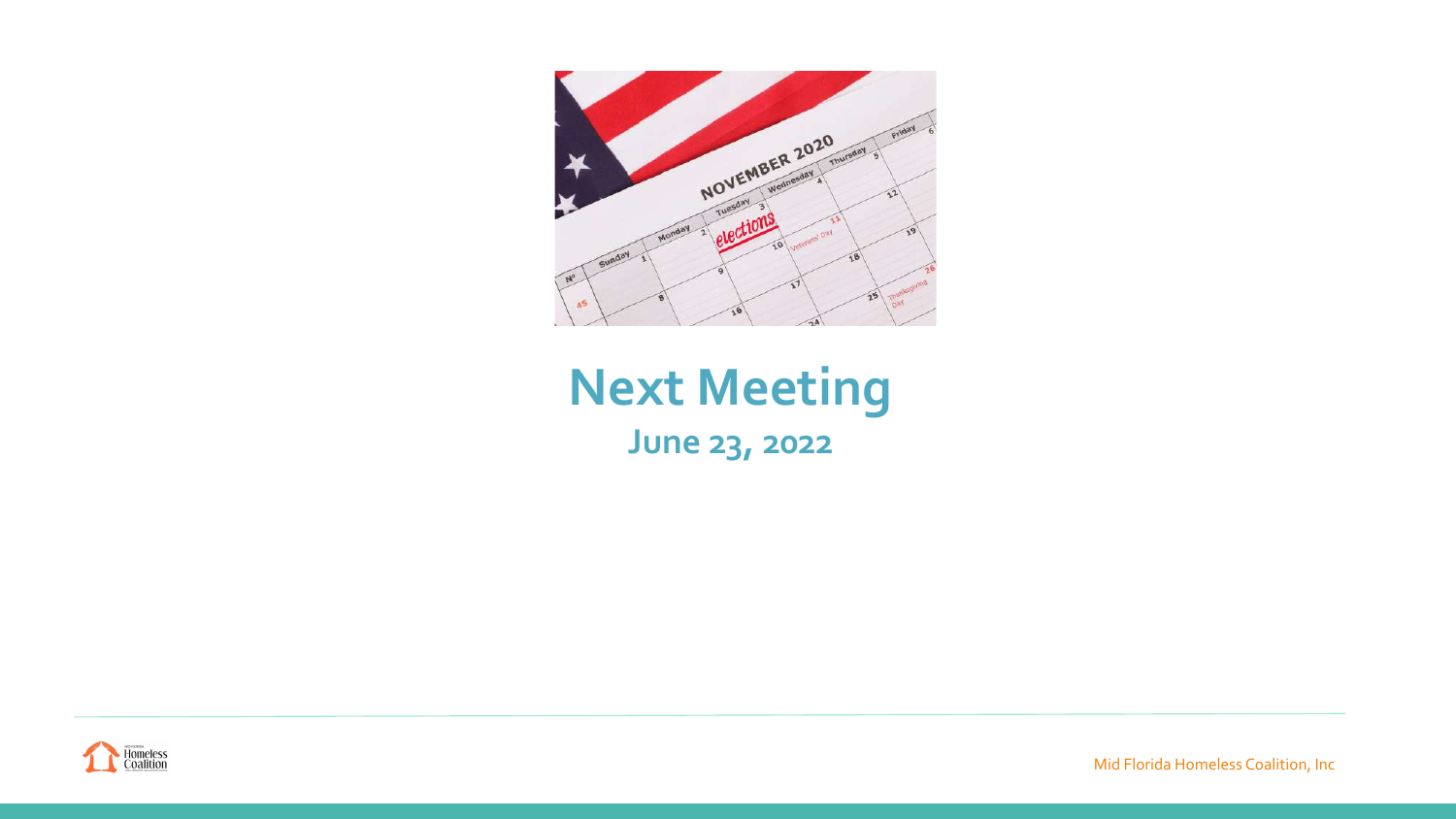# Next Meeting

## June 23, 2022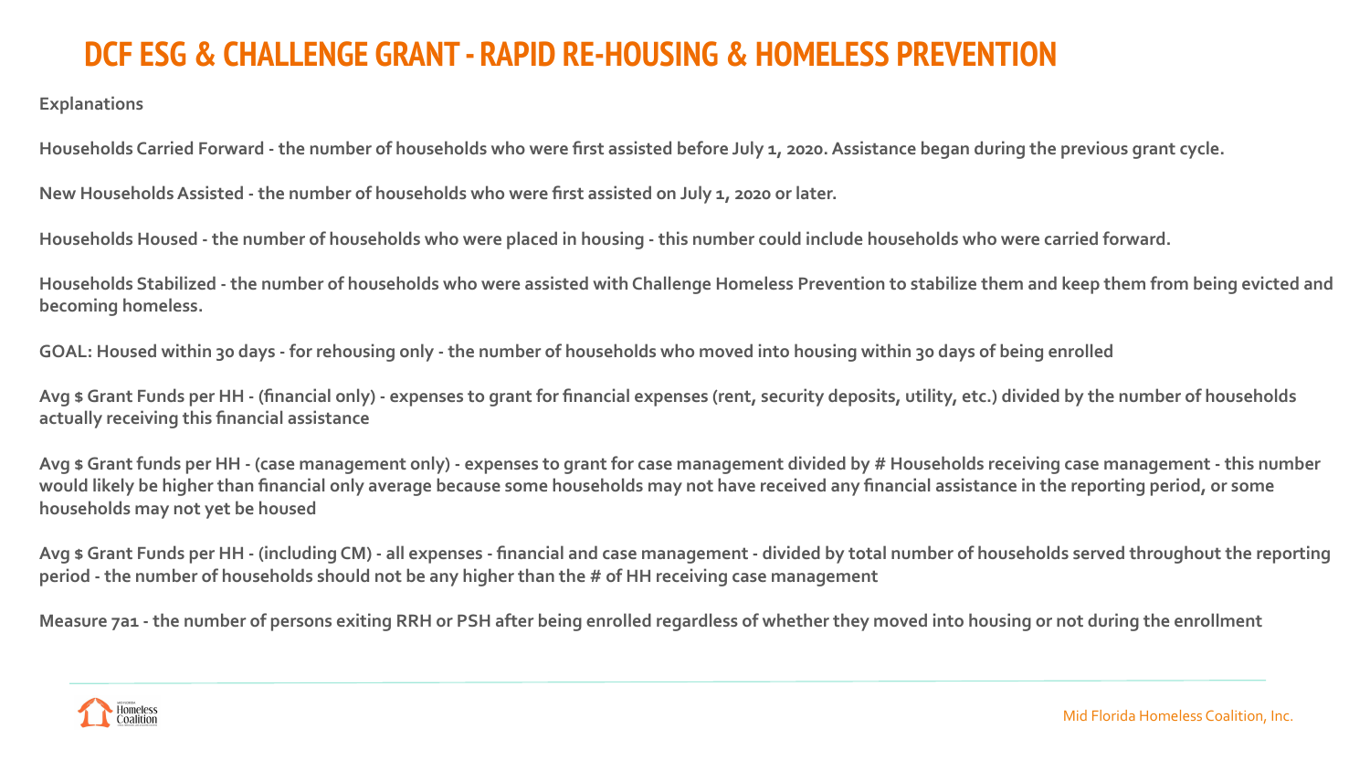# DCF ESG & CHALLENGE GRANT - RAPID RE-HOUSING & HOMELESS PREVENTION

**Explanations**

**Households Carried Forward - the number of households who were first assisted before July 1, 2020. Assistance began during the previous grant cycle.**

**New Households Assisted - the number of households who were first assisted on July 1, 2020 or later.**

**Households Housed - the number of households who were placed in housing - this number could include households who were carried forward.**

**Households Stabilized - the number of households who were assisted with Challenge Homeless Prevention to stabilize them and keep them from being evicted and becoming homeless.**

**GOAL: Housed within 30 days - for rehousing only - the number of households who moved into housing within 30 days of being enrolled**

**Avg $ Grant Funds per HH - (financial only) - expenses to grant for financial expenses (rent, security deposits, utility, etc.) divided by the number of households actually receiving this financial assistance**

**Avg $ Grant funds per HH - (case management only) - expenses to grant for case management divided by # Households receiving case management - this number would likely be higher than financial only average because some households may not have received any financial assistance in the reporting period, or some households may not yet be housed**

**Avg $ Grant Funds per HH - (including CM) - all expenses - financial and case management - divided by total number of households served throughout the reporting period - the number of households should not be any higher than the # of HH receiving case management**

**Measure 7a1 - the number of persons exiting RRH or PSH after being enrolled regardless of whether they moved into housing or not during the enrollment**

Mid Florida Homeless Coalition, Inc.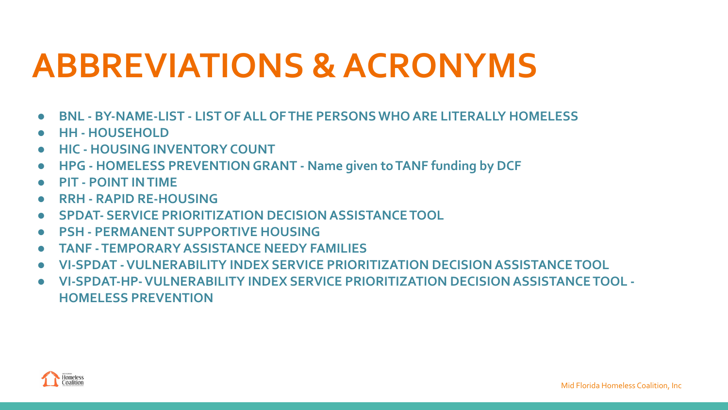# ABBREVIATIONS & ACRONYMS

- **BNL - BY-NAME-LIST - LIST OF ALL OF THE PERSONS WHO ARE LITERALLY HOMELESS**
- **HH - HOUSEHOLD**
- **HIC - HOUSING INVENTORY COUNT**
- **HPG - HOMELESS PREVENTION GRANT - Name given to TANF funding by DCF**
- **PIT - POINT IN TIME**
- **RRH - RAPID RE-HOUSING**
- **SPDAT- SERVICE PRIORITIZATION DECISION ASSISTANCE TOOL**
- **PSH - PERMANENT SUPPORTIVE HOUSING**
- **TANF - TEMPORARY ASSISTANCE NEEDY FAMILIES**
- **VI-SPDAT - VULNERABILITY INDEX SERVICE PRIORITIZATION DECISION ASSISTANCE TOOL**
- **VI-SPDAT-HP- VULNERABILITY INDEX SERVICE PRIORITIZATION DECISION ASSISTANCE TOOL - HOMELESS PREVENTION**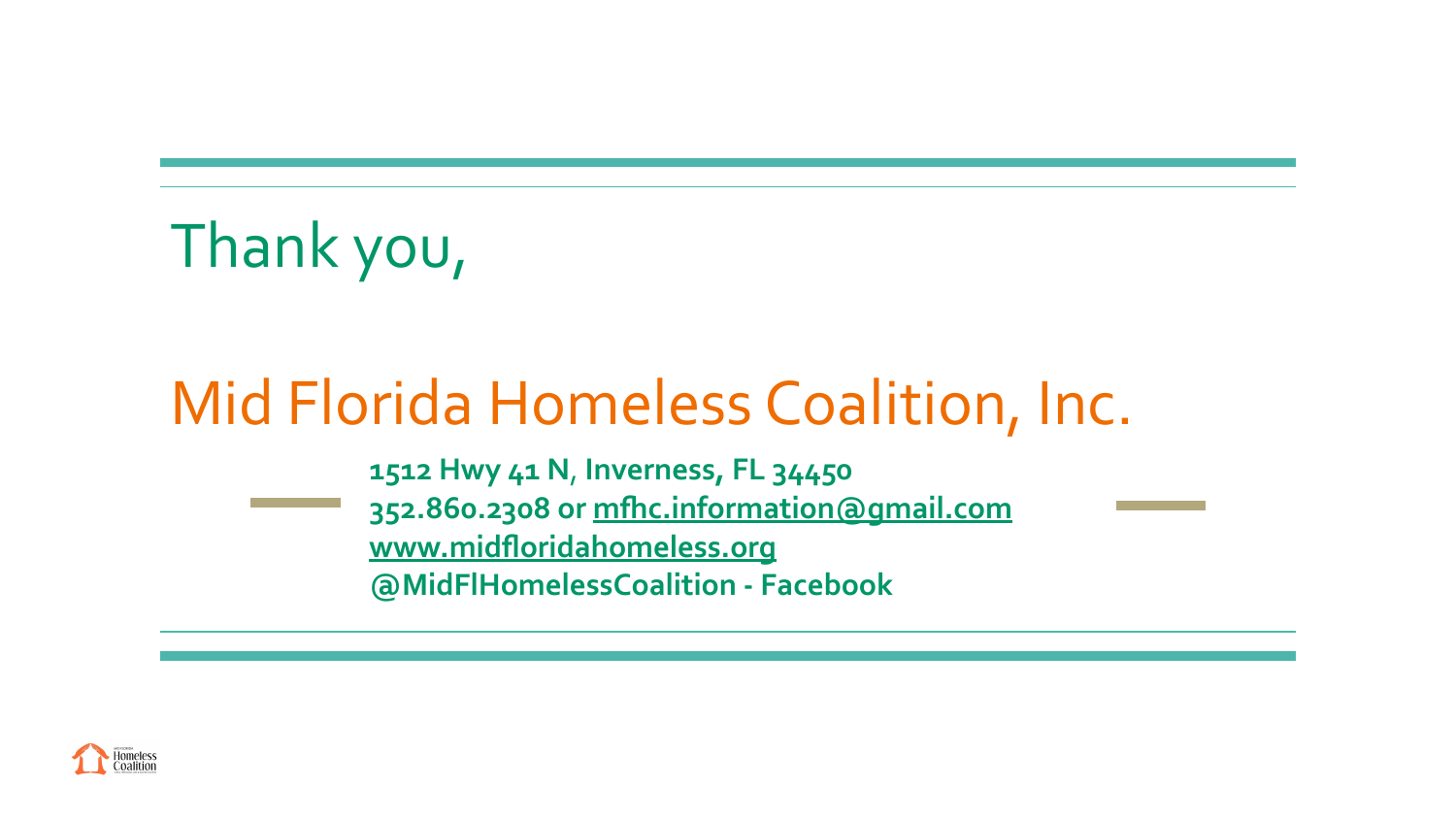# Thank you,

## Mid Florida Homeless Coalition, Inc.

**1512 Hwy 41 N, Inverness, FL 34450**
**352.860.2308 or mfhc.information@gmail.com**
**www.midfloridahomeless.org**
**@MidFlHomelessCoalition - Facebook**